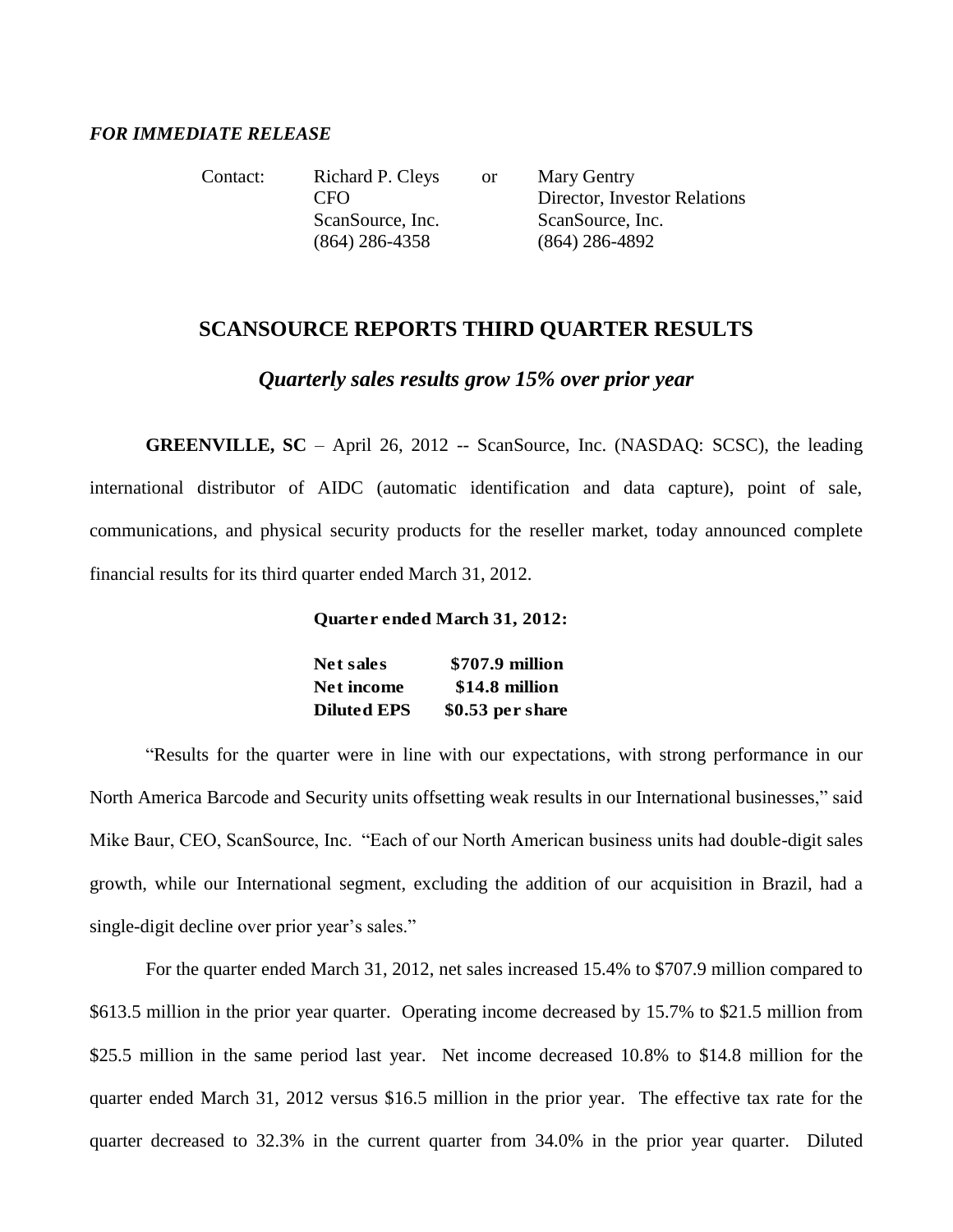***FOR IMMEDIATE RELEASE***

| Contact: | Richard P. Cleys | or | Mary Gentry |
|---|---|---|---|
| | CFO | | Director, Investor Relations |
| | ScanSource, Inc. | | ScanSource, Inc. |
| | (864) 286-4358 | | (864) 286-4892 |

## SCANSOURCE REPORTS THIRD QUARTER RESULTS

### *Quarterly sales results grow 15% over prior year*

**GREENVILLE, SC** – April 26, 2012 -- ScanSource, Inc. (NASDAQ: SCSC), the leading international distributor of AIDC (automatic identification and data capture), point of sale, communications, and physical security products for the reseller market, today announced complete financial results for its third quarter ended March 31, 2012.

**Quarter ended March 31, 2012:**

| | |
|---|---|
| **Net sales** | **\$707.9 million** |
| **Net income** | **\$14.8 million** |
| **Diluted EPS** | **\$0.53 per share** |

"Results for the quarter were in line with our expectations, with strong performance in our North America Barcode and Security units offsetting weak results in our International businesses," said Mike Baur, CEO, ScanSource, Inc. "Each of our North American business units had double-digit sales growth, while our International segment, excluding the addition of our acquisition in Brazil, had a single-digit decline over prior year's sales."

For the quarter ended March 31, 2012, net sales increased 15.4% to \$707.9 million compared to \$613.5 million in the prior year quarter. Operating income decreased by 15.7% to \$21.5 million from \$25.5 million in the same period last year. Net income decreased 10.8% to \$14.8 million for the quarter ended March 31, 2012 versus \$16.5 million in the prior year. The effective tax rate for the quarter decreased to 32.3% in the current quarter from 34.0% in the prior year quarter. Diluted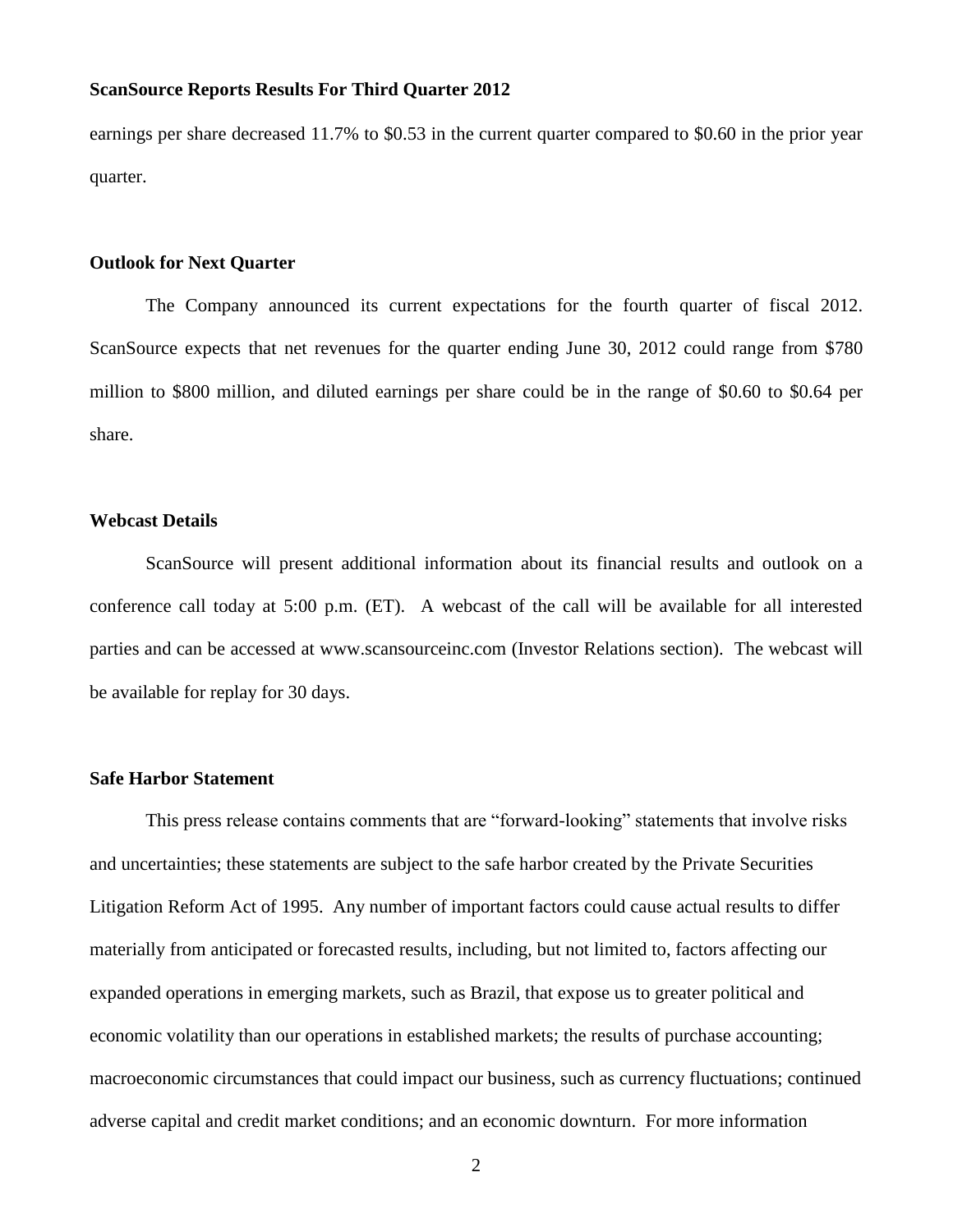earnings per share decreased 11.7% to $0.53 in the current quarter compared to $0.60 in the prior year quarter.

**Outlook for Next Quarter**

The Company announced its current expectations for the fourth quarter of fiscal 2012. ScanSource expects that net revenues for the quarter ending June 30, 2012 could range from $780 million to $800 million, and diluted earnings per share could be in the range of $0.60 to $0.64 per share.

**Webcast Details**

ScanSource will present additional information about its financial results and outlook on a conference call today at 5:00 p.m. (ET). A webcast of the call will be available for all interested parties and can be accessed at www.scansourceinc.com (Investor Relations section). The webcast will be available for replay for 30 days.

**Safe Harbor Statement**

This press release contains comments that are "forward-looking" statements that involve risks and uncertainties; these statements are subject to the safe harbor created by the Private Securities Litigation Reform Act of 1995. Any number of important factors could cause actual results to differ materially from anticipated or forecasted results, including, but not limited to, factors affecting our expanded operations in emerging markets, such as Brazil, that expose us to greater political and economic volatility than our operations in established markets; the results of purchase accounting; macroeconomic circumstances that could impact our business, such as currency fluctuations; continued adverse capital and credit market conditions; and an economic downturn. For more information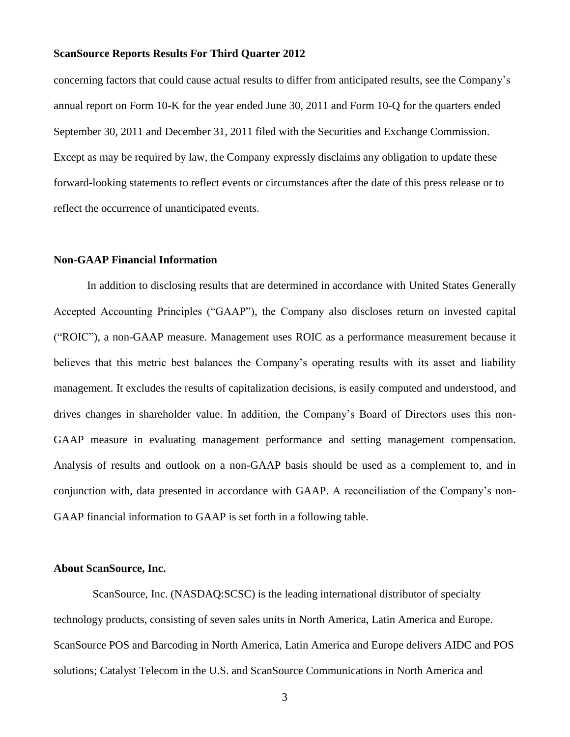concerning factors that could cause actual results to differ from anticipated results, see the Company's annual report on Form 10-K for the year ended June 30, 2011 and Form 10-Q for the quarters ended September 30, 2011 and December 31, 2011 filed with the Securities and Exchange Commission. Except as may be required by law, the Company expressly disclaims any obligation to update these forward-looking statements to reflect events or circumstances after the date of this press release or to reflect the occurrence of unanticipated events.

**Non-GAAP Financial Information**

In addition to disclosing results that are determined in accordance with United States Generally Accepted Accounting Principles ("GAAP"), the Company also discloses return on invested capital ("ROIC"), a non-GAAP measure. Management uses ROIC as a performance measurement because it believes that this metric best balances the Company's operating results with its asset and liability management. It excludes the results of capitalization decisions, is easily computed and understood, and drives changes in shareholder value. In addition, the Company's Board of Directors uses this non-GAAP measure in evaluating management performance and setting management compensation. Analysis of results and outlook on a non-GAAP basis should be used as a complement to, and in conjunction with, data presented in accordance with GAAP. A reconciliation of the Company's non-GAAP financial information to GAAP is set forth in a following table.

**About ScanSource, Inc.**

ScanSource, Inc. (NASDAQ:SCSC) is the leading international distributor of specialty technology products, consisting of seven sales units in North America, Latin America and Europe. ScanSource POS and Barcoding in North America, Latin America and Europe delivers AIDC and POS solutions; Catalyst Telecom in the U.S. and ScanSource Communications in North America and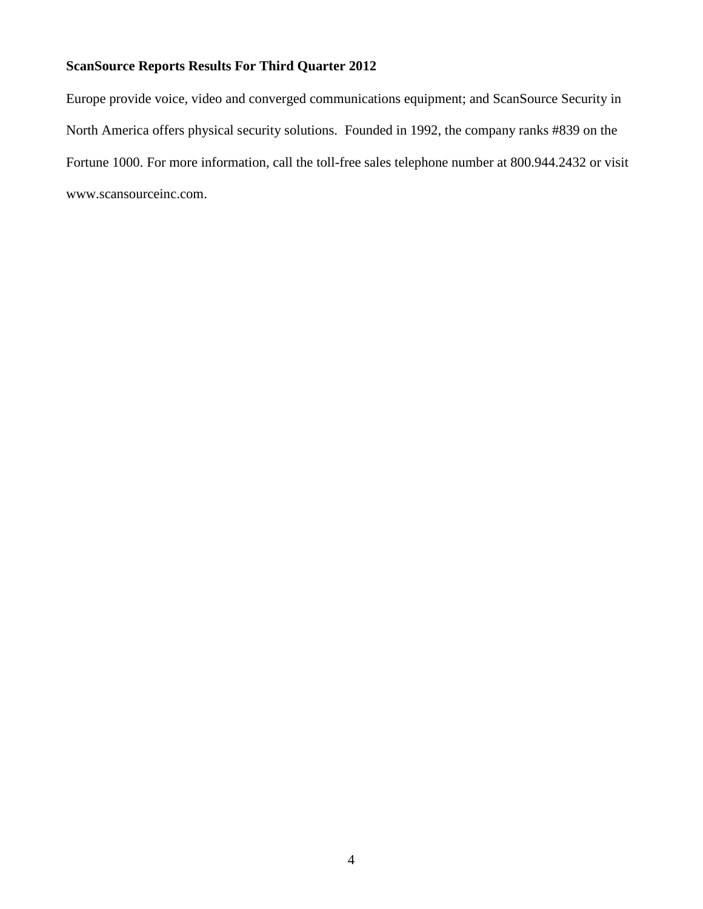Europe provide voice, video and converged communications equipment; and ScanSource Security in North America offers physical security solutions. Founded in 1992, the company ranks #839 on the Fortune 1000. For more information, call the toll-free sales telephone number at 800.944.2432 or visit www.scansourceinc.com.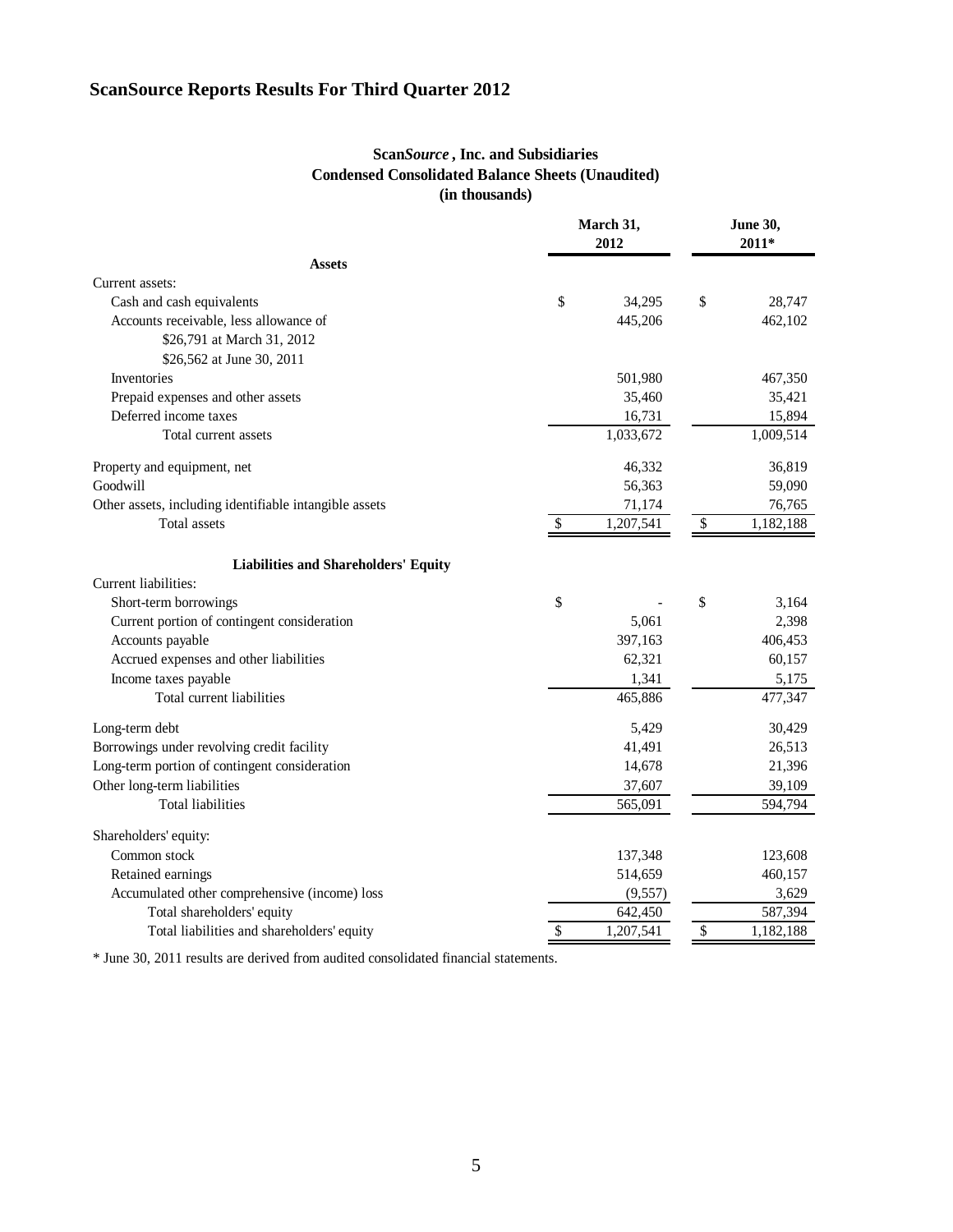# ScanSource Reports Results For Third Quarter 2012

**Scan*Source*, Inc. and Subsidiaries**
**Condensed Consolidated Balance Sheets (Unaudited)**
**(in thousands)**

| | March 31, 2012 | June 30, 2011* |
|---|---|---|
| **Assets** | | |
| Current assets: | | |
| Cash and cash equivalents | $ 34,295 | $ 28,747 |
| Accounts receivable, less allowance of $26,791 at March 31, 2012 $26,562 at June 30, 2011 | 445,206 | 462,102 |
| Inventories | 501,980 | 467,350 |
| Prepaid expenses and other assets | 35,460 | 35,421 |
| Deferred income taxes | 16,731 | 15,894 |
| Total current assets | 1,033,672 | 1,009,514 |
| Property and equipment, net | 46,332 | 36,819 |
| Goodwill | 56,363 | 59,090 |
| Other assets, including identifiable intangible assets | 71,174 | 76,765 |
| Total assets | $ 1,207,541 | $ 1,182,188 |
| **Liabilities and Shareholders' Equity** | | |
| Current liabilities: | | |
| Short-term borrowings | $ - | $ 3,164 |
| Current portion of contingent consideration | 5,061 | 2,398 |
| Accounts payable | 397,163 | 406,453 |
| Accrued expenses and other liabilities | 62,321 | 60,157 |
| Income taxes payable | 1,341 | 5,175 |
| Total current liabilities | 465,886 | 477,347 |
| Long-term debt | 5,429 | 30,429 |
| Borrowings under revolving credit facility | 41,491 | 26,513 |
| Long-term portion of contingent consideration | 14,678 | 21,396 |
| Other long-term liabilities | 37,607 | 39,109 |
| Total liabilities | 565,091 | 594,794 |
| Shareholders' equity: | | |
| Common stock | 137,348 | 123,608 |
| Retained earnings | 514,659 | 460,157 |
| Accumulated other comprehensive (income) loss | (9,557) | 3,629 |
| Total shareholders' equity | 642,450 | 587,394 |
| Total liabilities and shareholders' equity | $ 1,207,541 | $ 1,182,188 |

* June 30, 2011 results are derived from audited consolidated financial statements.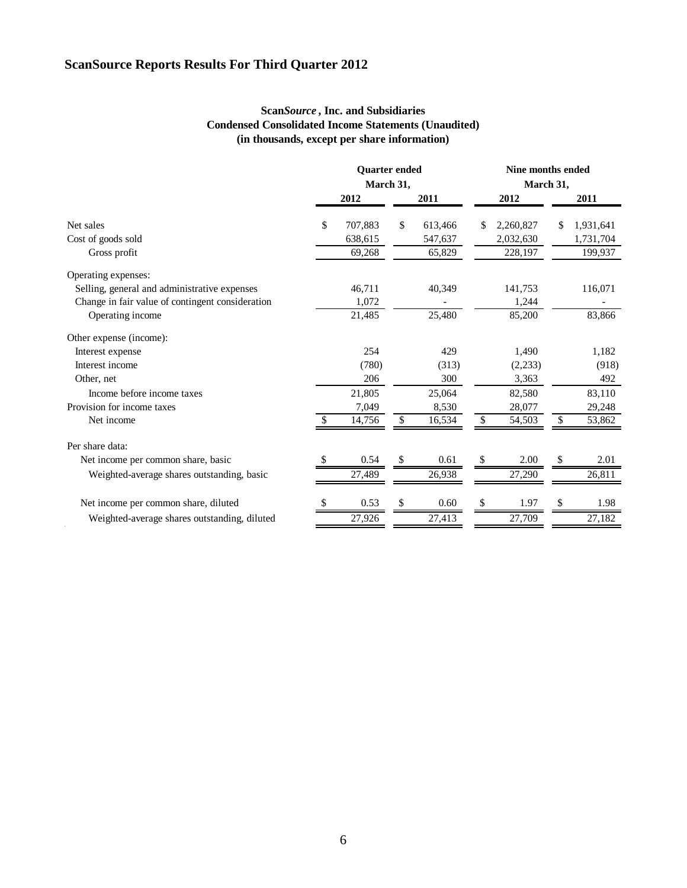# ScanSource Reports Results For Third Quarter 2012

**Scan*Source*, Inc. and Subsidiaries**
**Condensed Consolidated Income Statements (Unaudited)**
**(in thousands, except per share information)**

| | Quarter ended March 31, | | Nine months ended March 31, | |
|---|---|---|---|---|
| | **2012** | **2011** | **2012** | **2011** |
| Net sales | $ 707,883 | $ 613,466 | $ 2,260,827 | $ 1,931,641 |
| Cost of goods sold | 638,615 | 547,637 | 2,032,630 | 1,731,704 |
| Gross profit | 69,268 | 65,829 | 228,197 | 199,937 |
| Operating expenses: | | | | |
| Selling, general and administrative expenses | 46,711 | 40,349 | 141,753 | 116,071 |
| Change in fair value of contingent consideration | 1,072 | - | 1,244 | - |
| Operating income | 21,485 | 25,480 | 85,200 | 83,866 |
| Other expense (income): | | | | |
| Interest expense | 254 | 429 | 1,490 | 1,182 |
| Interest income | (780) | (313) | (2,233) | (918) |
| Other, net | 206 | 300 | 3,363 | 492 |
| Income before income taxes | 21,805 | 25,064 | 82,580 | 83,110 |
| Provision for income taxes | 7,049 | 8,530 | 28,077 | 29,248 |
| Net income | $ 14,756 | $ 16,534 | $ 54,503 | $ 53,862 |
| Per share data: | | | | |
| Net income per common share, basic | $ 0.54 | $ 0.61 | $ 2.00 | $ 2.01 |
| Weighted-average shares outstanding, basic | 27,489 | 26,938 | 27,290 | 26,811 |
| Net income per common share, diluted | $ 0.53 | $ 0.60 | $ 1.97 | $ 1.98 |
| Weighted-average shares outstanding, diluted | 27,926 | 27,413 | 27,709 | 27,182 |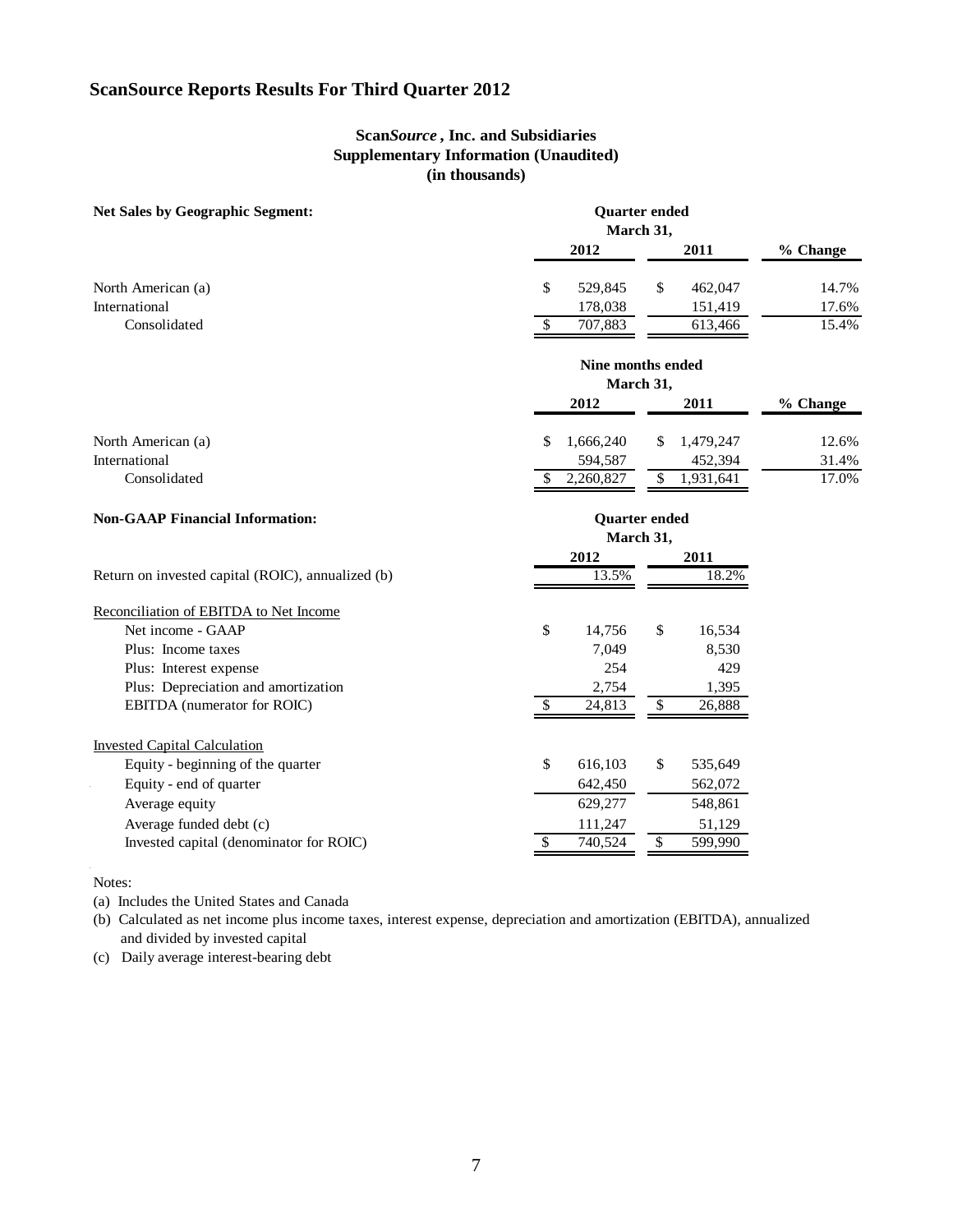# ScanSource Reports Results For Third Quarter 2012

**Scan*Source*, Inc. and Subsidiaries**
**Supplementary Information (Unaudited)**
**(in thousands)**

| **Net Sales by Geographic Segment:** | **Quarter ended March 31, 2012** | **Quarter ended March 31, 2011** | **% Change** |
|---|---|---|---|
| North American (a) | $ 529,845 | $ 462,047 | 14.7% |
| International | 178,038 | 151,419 | 17.6% |
| Consolidated | $ 707,883 | 613,466 | 15.4% |

| | **Nine months ended March 31, 2012** | **Nine months ended March 31, 2011** | **% Change** |
|---|---|---|---|
| North American (a) | $ 1,666,240 | $ 1,479,247 | 12.6% |
| International | 594,587 | 452,394 | 31.4% |
| Consolidated | $ 2,260,827 | $ 1,931,641 | 17.0% |

| **Non-GAAP Financial Information:** | **Quarter ended March 31, 2012** | **Quarter ended March 31, 2011** |
|---|---|---|
| Return on invested capital (ROIC), annualized (b) | 13.5% | 18.2% |
| Reconciliation of EBITDA to Net Income | | |
| Net income - GAAP | $ 14,756 | $ 16,534 |
| Plus: Income taxes | 7,049 | 8,530 |
| Plus: Interest expense | 254 | 429 |
| Plus: Depreciation and amortization | 2,754 | 1,395 |
| EBITDA (numerator for ROIC) | $ 24,813 | $ 26,888 |
| Invested Capital Calculation | | |
| Equity - beginning of the quarter | $ 616,103 | $ 535,649 |
| Equity - end of quarter | 642,450 | 562,072 |
| Average equity | 629,277 | 548,861 |
| Average funded debt (c) | 111,247 | 51,129 |
| Invested capital (denominator for ROIC) | $ 740,524 | $ 599,990 |

Notes:

(a) Includes the United States and Canada

(b) Calculated as net income plus income taxes, interest expense, depreciation and amortization (EBITDA), annualized and divided by invested capital

(c) Daily average interest-bearing debt